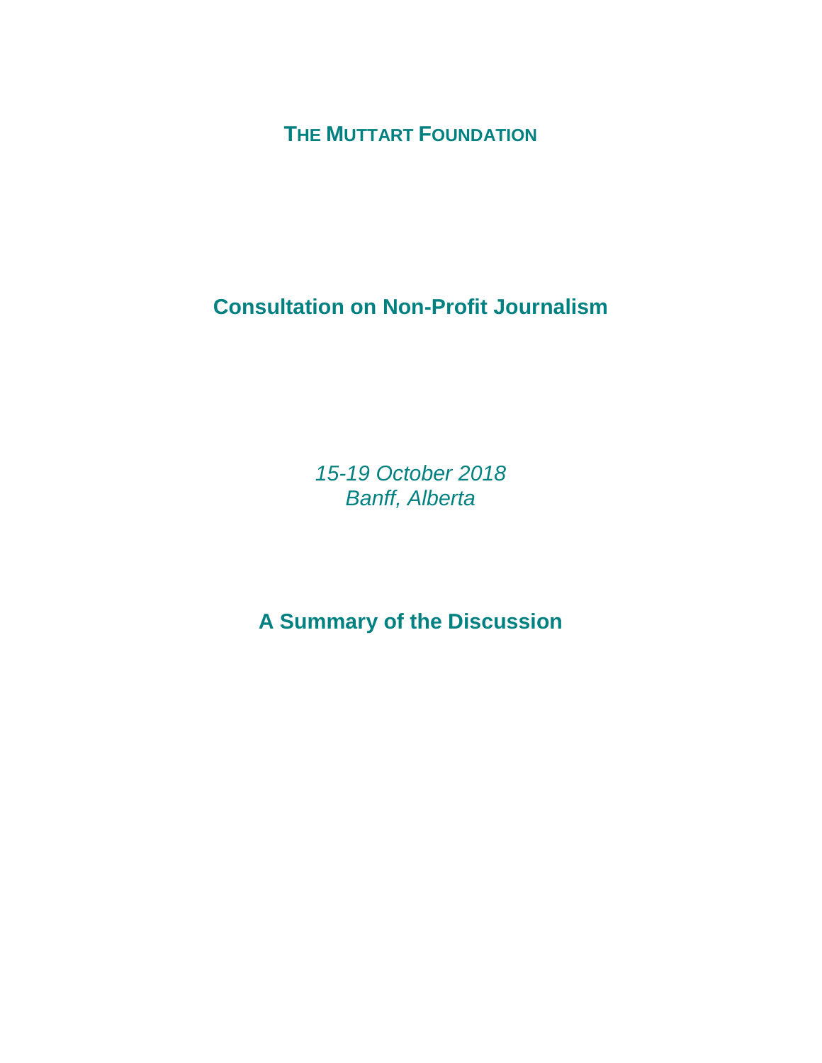# The Muttart Foundation

## Consultation on Non-Profit Journalism

*15-19 October 2018*
*Banff, Alberta*

## A Summary of the Discussion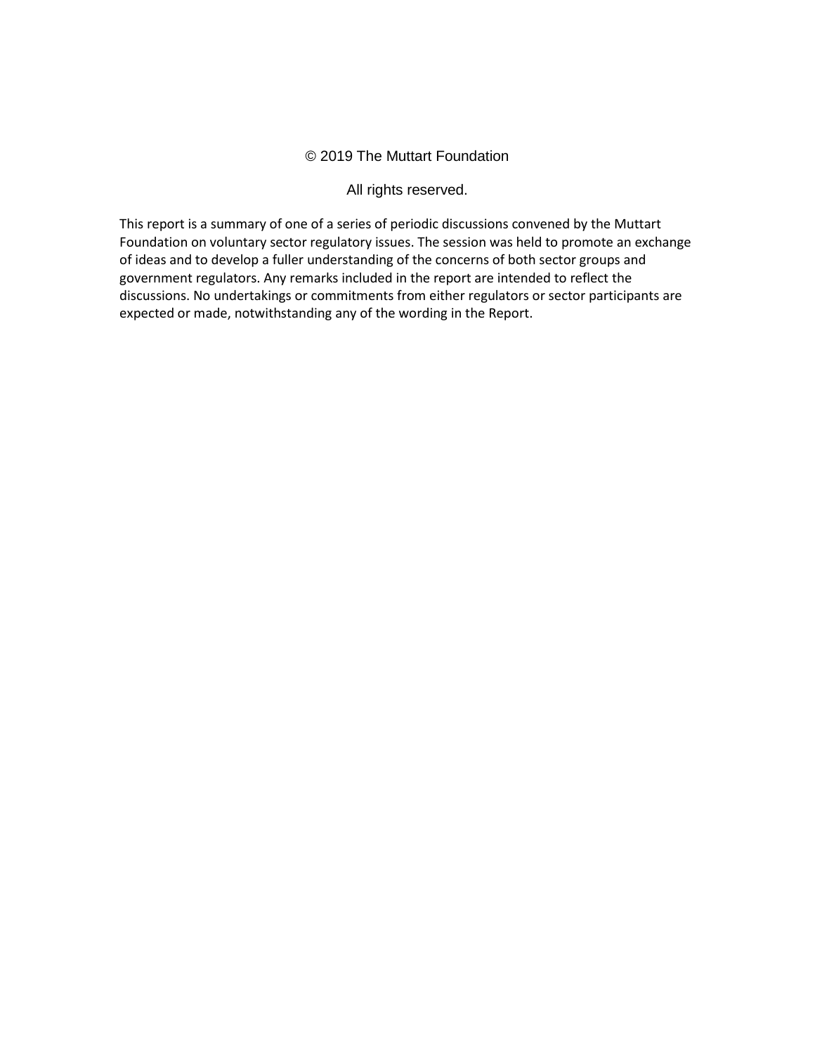© 2019 The Muttart Foundation

All rights reserved.

This report is a summary of one of a series of periodic discussions convened by the Muttart Foundation on voluntary sector regulatory issues. The session was held to promote an exchange of ideas and to develop a fuller understanding of the concerns of both sector groups and government regulators. Any remarks included in the report are intended to reflect the discussions. No undertakings or commitments from either regulators or sector participants are expected or made, notwithstanding any of the wording in the Report.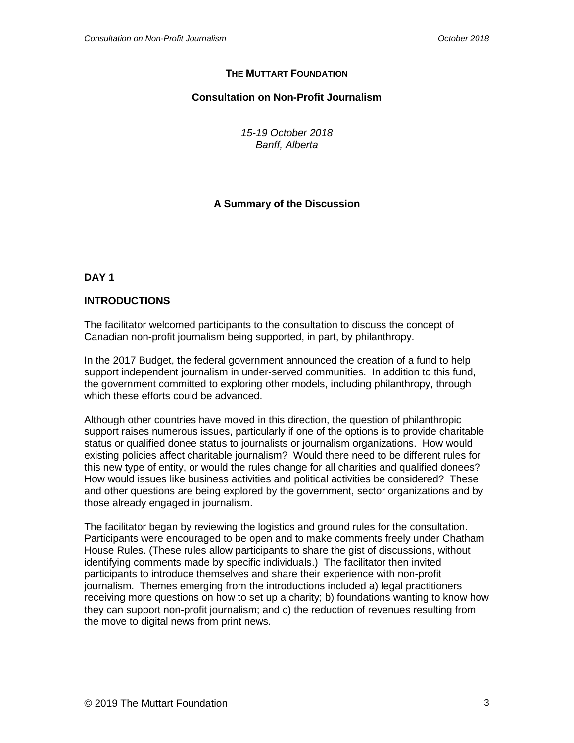**THE MUTTART FOUNDATION**

**Consultation on Non-Profit Journalism**

*15-19 October 2018*
*Banff, Alberta*

**A Summary of the Discussion**

## DAY 1

### INTRODUCTIONS

The facilitator welcomed participants to the consultation to discuss the concept of Canadian non-profit journalism being supported, in part, by philanthropy.

In the 2017 Budget, the federal government announced the creation of a fund to help support independent journalism in under-served communities. In addition to this fund, the government committed to exploring other models, including philanthropy, through which these efforts could be advanced.

Although other countries have moved in this direction, the question of philanthropic support raises numerous issues, particularly if one of the options is to provide charitable status or qualified donee status to journalists or journalism organizations. How would existing policies affect charitable journalism? Would there need to be different rules for this new type of entity, or would the rules change for all charities and qualified donees? How would issues like business activities and political activities be considered? These and other questions are being explored by the government, sector organizations and by those already engaged in journalism.

The facilitator began by reviewing the logistics and ground rules for the consultation. Participants were encouraged to be open and to make comments freely under Chatham House Rules. (These rules allow participants to share the gist of discussions, without identifying comments made by specific individuals.) The facilitator then invited participants to introduce themselves and share their experience with non-profit journalism. Themes emerging from the introductions included a) legal practitioners receiving more questions on how to set up a charity; b) foundations wanting to know how they can support non-profit journalism; and c) the reduction of revenues resulting from the move to digital news from print news.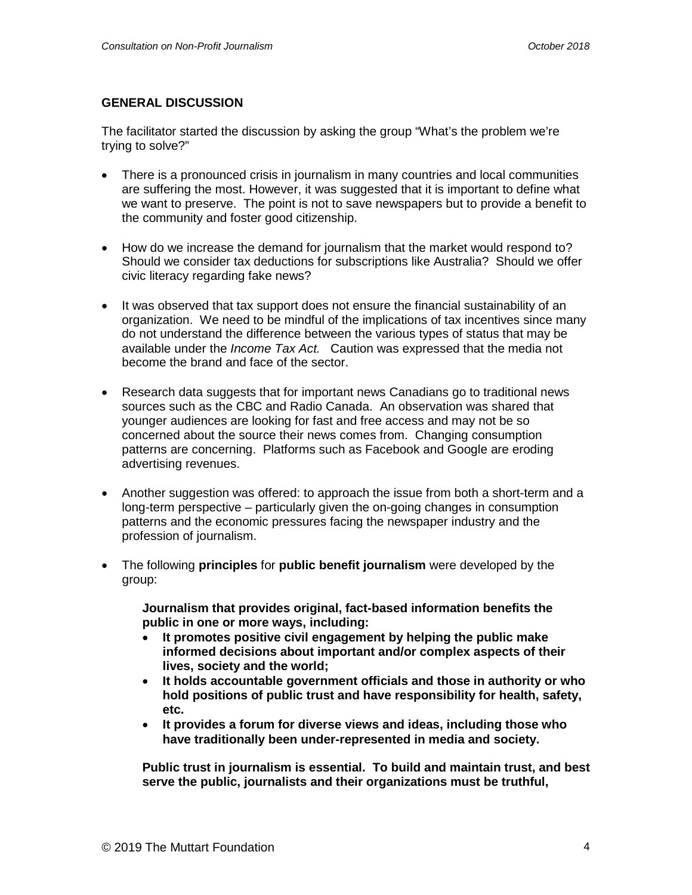## GENERAL DISCUSSION

The facilitator started the discussion by asking the group "What's the problem we're trying to solve?"

- There is a pronounced crisis in journalism in many countries and local communities are suffering the most. However, it was suggested that it is important to define what we want to preserve. The point is not to save newspapers but to provide a benefit to the community and foster good citizenship.

- How do we increase the demand for journalism that the market would respond to? Should we consider tax deductions for subscriptions like Australia? Should we offer civic literacy regarding fake news?

- It was observed that tax support does not ensure the financial sustainability of an organization. We need to be mindful of the implications of tax incentives since many do not understand the difference between the various types of status that may be available under the *Income Tax Act.* Caution was expressed that the media not become the brand and face of the sector.

- Research data suggests that for important news Canadians go to traditional news sources such as the CBC and Radio Canada. An observation was shared that younger audiences are looking for fast and free access and may not be so concerned about the source their news comes from. Changing consumption patterns are concerning. Platforms such as Facebook and Google are eroding advertising revenues.

- Another suggestion was offered: to approach the issue from both a short-term and a long-term perspective – particularly given the on-going changes in consumption patterns and the economic pressures facing the newspaper industry and the profession of journalism.

- The following **principles** for **public benefit journalism** were developed by the group:

  **Journalism that provides original, fact-based information benefits the public in one or more ways, including:**

  - **It promotes positive civil engagement by helping the public make informed decisions about important and/or complex aspects of their lives, society and the world;**
  - **It holds accountable government officials and those in authority or who hold positions of public trust and have responsibility for health, safety, etc.**
  - **It provides a forum for diverse views and ideas, including those who have traditionally been under-represented in media and society.**

  **Public trust in journalism is essential. To build and maintain trust, and best serve the public, journalists and their organizations must be truthful,**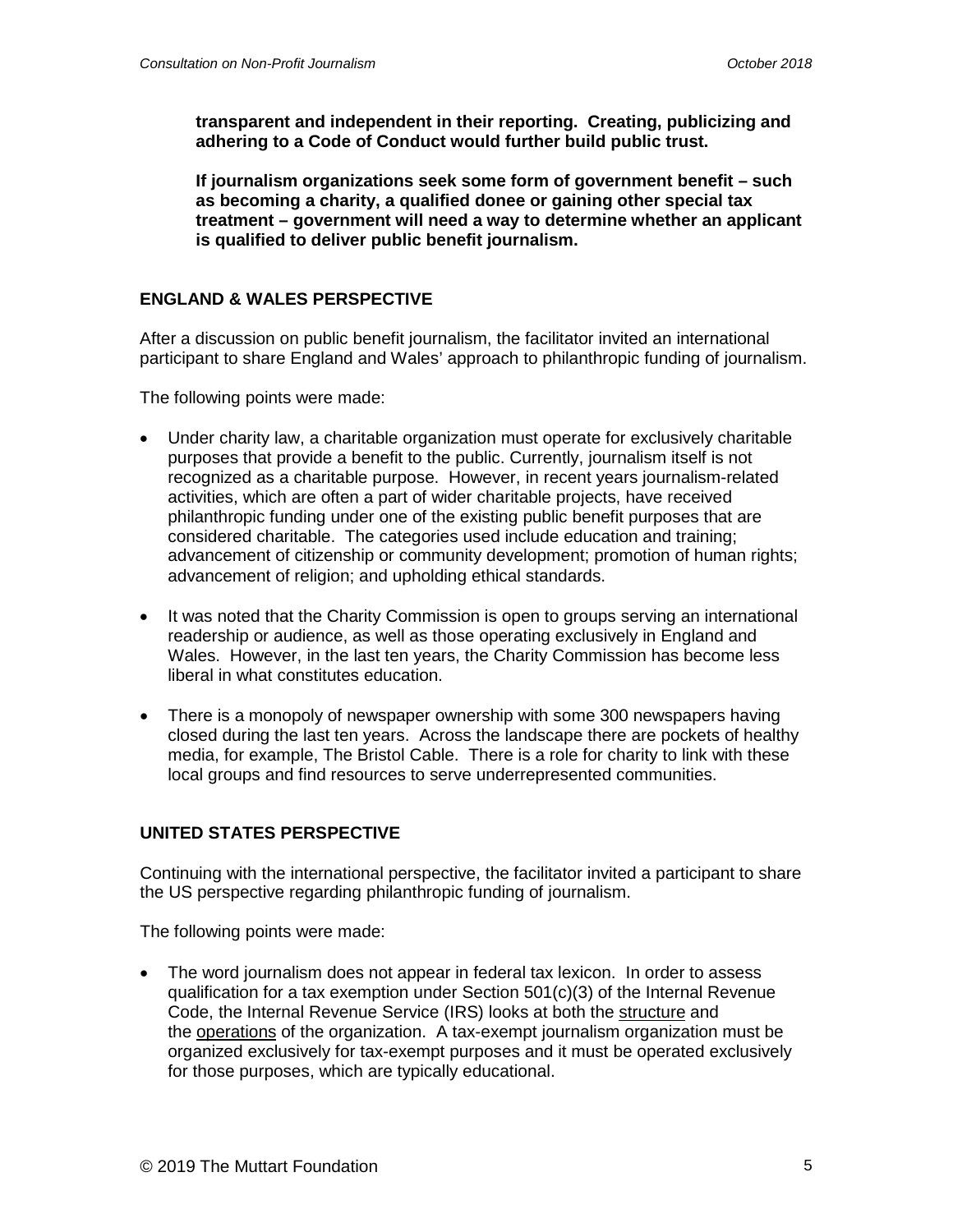**transparent and independent in their reporting. Creating, publicizing and adhering to a Code of Conduct would further build public trust.**

**If journalism organizations seek some form of government benefit – such as becoming a charity, a qualified donee or gaining other special tax treatment – government will need a way to determine whether an applicant is qualified to deliver public benefit journalism.**

## ENGLAND & WALES PERSPECTIVE

After a discussion on public benefit journalism, the facilitator invited an international participant to share England and Wales' approach to philanthropic funding of journalism.

The following points were made:

- Under charity law, a charitable organization must operate for exclusively charitable purposes that provide a benefit to the public. Currently, journalism itself is not recognized as a charitable purpose. However, in recent years journalism-related activities, which are often a part of wider charitable projects, have received philanthropic funding under one of the existing public benefit purposes that are considered charitable. The categories used include education and training; advancement of citizenship or community development; promotion of human rights; advancement of religion; and upholding ethical standards.
- It was noted that the Charity Commission is open to groups serving an international readership or audience, as well as those operating exclusively in England and Wales. However, in the last ten years, the Charity Commission has become less liberal in what constitutes education.
- There is a monopoly of newspaper ownership with some 300 newspapers having closed during the last ten years. Across the landscape there are pockets of healthy media, for example, The Bristol Cable. There is a role for charity to link with these local groups and find resources to serve underrepresented communities.

## UNITED STATES PERSPECTIVE

Continuing with the international perspective, the facilitator invited a participant to share the US perspective regarding philanthropic funding of journalism.

The following points were made:

- The word journalism does not appear in federal tax lexicon. In order to assess qualification for a tax exemption under Section 501(c)(3) of the Internal Revenue Code, the Internal Revenue Service (IRS) looks at both the structure and the operations of the organization. A tax-exempt journalism organization must be organized exclusively for tax-exempt purposes and it must be operated exclusively for those purposes, which are typically educational.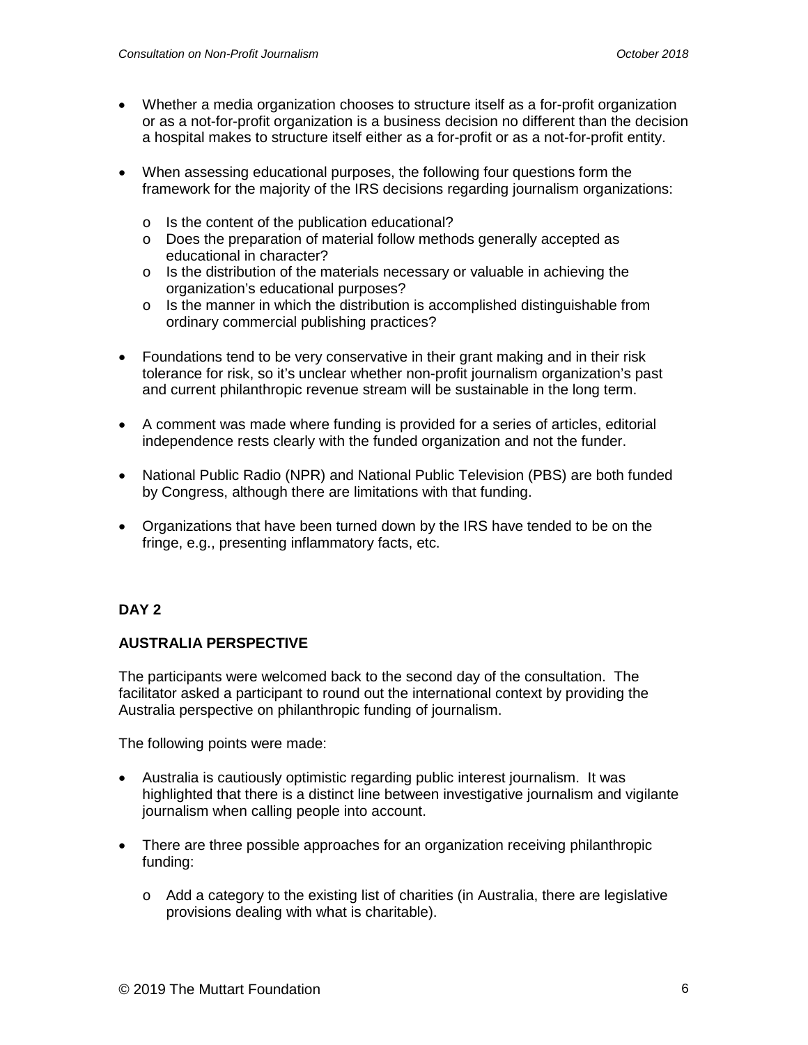- Whether a media organization chooses to structure itself as a for-profit organization or as a not-for-profit organization is a business decision no different than the decision a hospital makes to structure itself either as a for-profit or as a not-for-profit entity.

- When assessing educational purposes, the following four questions form the framework for the majority of the IRS decisions regarding journalism organizations:

  - Is the content of the publication educational?
  - Does the preparation of material follow methods generally accepted as educational in character?
  - Is the distribution of the materials necessary or valuable in achieving the organization's educational purposes?
  - Is the manner in which the distribution is accomplished distinguishable from ordinary commercial publishing practices?

- Foundations tend to be very conservative in their grant making and in their risk tolerance for risk, so it's unclear whether non-profit journalism organization's past and current philanthropic revenue stream will be sustainable in the long term.

- A comment was made where funding is provided for a series of articles, editorial independence rests clearly with the funded organization and not the funder.

- National Public Radio (NPR) and National Public Television (PBS) are both funded by Congress, although there are limitations with that funding.

- Organizations that have been turned down by the IRS have tended to be on the fringe, e.g., presenting inflammatory facts, etc.

## DAY 2

### AUSTRALIA PERSPECTIVE

The participants were welcomed back to the second day of the consultation. The facilitator asked a participant to round out the international context by providing the Australia perspective on philanthropic funding of journalism.

The following points were made:

- Australia is cautiously optimistic regarding public interest journalism. It was highlighted that there is a distinct line between investigative journalism and vigilante journalism when calling people into account.

- There are three possible approaches for an organization receiving philanthropic funding:

  - Add a category to the existing list of charities (in Australia, there are legislative provisions dealing with what is charitable).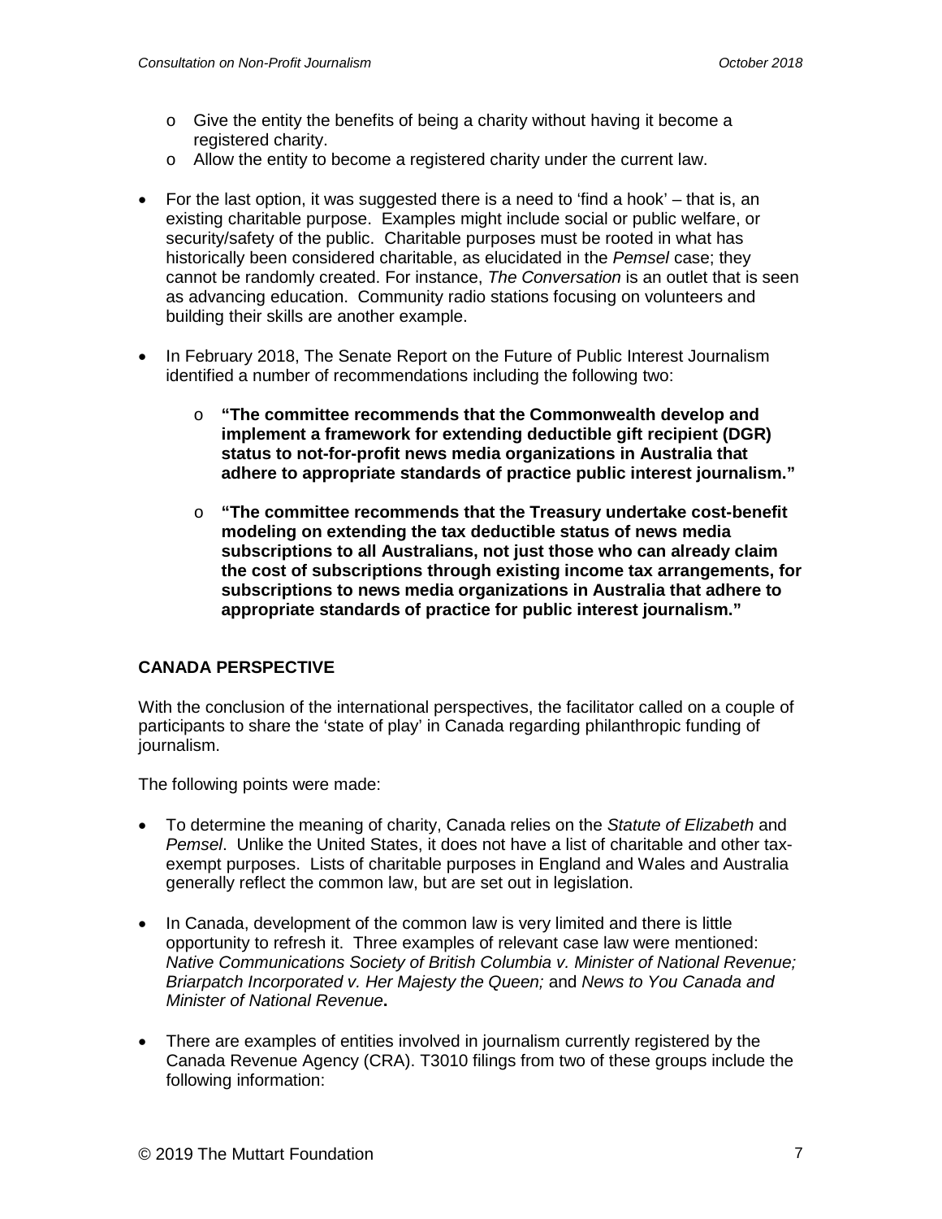- Give the entity the benefits of being a charity without having it become a registered charity.
  - Allow the entity to become a registered charity under the current law.

- For the last option, it was suggested there is a need to 'find a hook' – that is, an existing charitable purpose. Examples might include social or public welfare, or security/safety of the public. Charitable purposes must be rooted in what has historically been considered charitable, as elucidated in the *Pemsel* case; they cannot be randomly created. For instance, *The Conversation* is an outlet that is seen as advancing education. Community radio stations focusing on volunteers and building their skills are another example.

- In February 2018, The Senate Report on the Future of Public Interest Journalism identified a number of recommendations including the following two:

  - **"The committee recommends that the Commonwealth develop and implement a framework for extending deductible gift recipient (DGR) status to not-for-profit news media organizations in Australia that adhere to appropriate standards of practice public interest journalism."**

  - **"The committee recommends that the Treasury undertake cost-benefit modeling on extending the tax deductible status of news media subscriptions to all Australians, not just those who can already claim the cost of subscriptions through existing income tax arrangements, for subscriptions to news media organizations in Australia that adhere to appropriate standards of practice for public interest journalism."**

**CANADA PERSPECTIVE**

With the conclusion of the international perspectives, the facilitator called on a couple of participants to share the 'state of play' in Canada regarding philanthropic funding of journalism.

The following points were made:

- To determine the meaning of charity, Canada relies on the *Statute of Elizabeth* and *Pemsel*. Unlike the United States, it does not have a list of charitable and other tax-exempt purposes. Lists of charitable purposes in England and Wales and Australia generally reflect the common law, but are set out in legislation.

- In Canada, development of the common law is very limited and there is little opportunity to refresh it. Three examples of relevant case law were mentioned: *Native Communications Society of British Columbia v. Minister of National Revenue; Briarpatch Incorporated v. Her Majesty the Queen;* and *News to You Canada and Minister of National Revenue*.

- There are examples of entities involved in journalism currently registered by the Canada Revenue Agency (CRA). T3010 filings from two of these groups include the following information: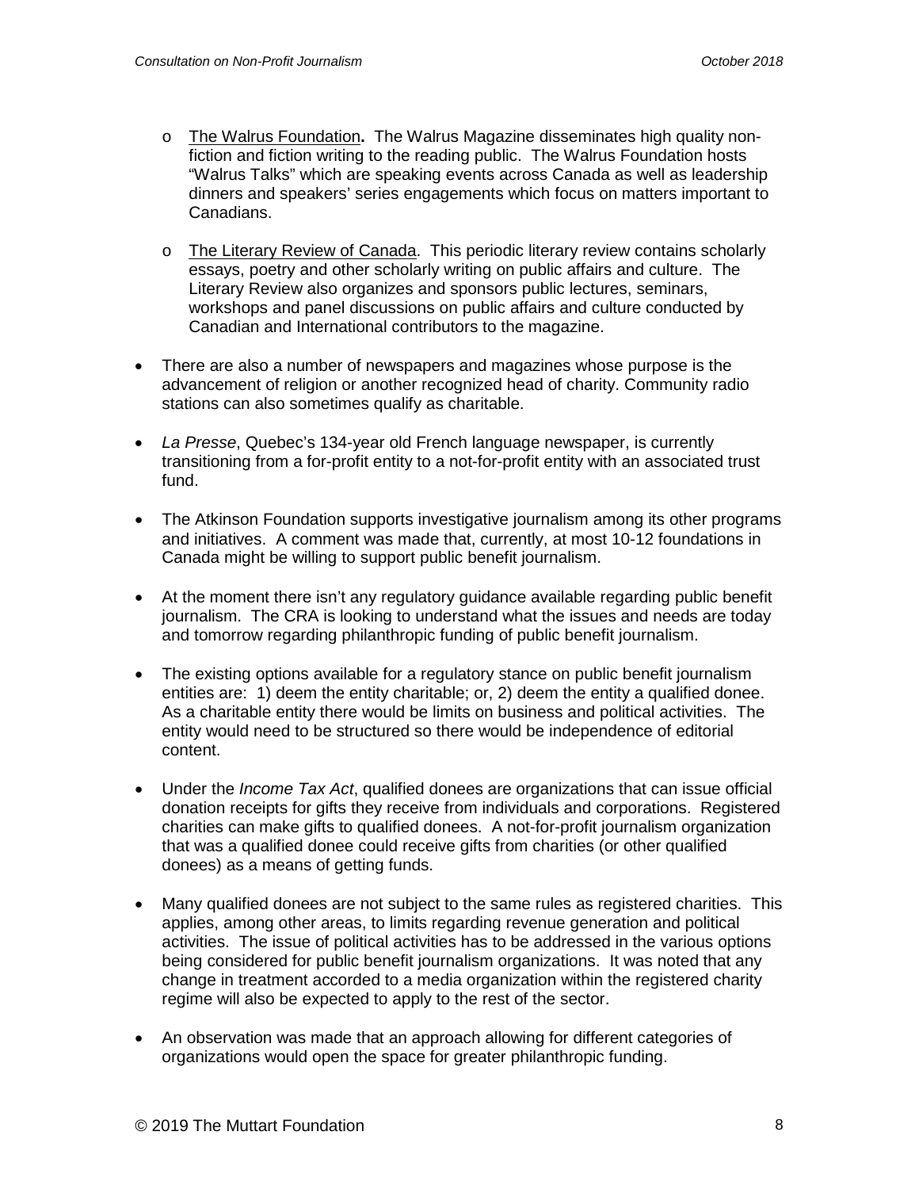- The Walrus Foundation**.** The Walrus Magazine disseminates high quality non-fiction and fiction writing to the reading public. The Walrus Foundation hosts "Walrus Talks" which are speaking events across Canada as well as leadership dinners and speakers' series engagements which focus on matters important to Canadians.

- The Literary Review of Canada. This periodic literary review contains scholarly essays, poetry and other scholarly writing on public affairs and culture. The Literary Review also organizes and sponsors public lectures, seminars, workshops and panel discussions on public affairs and culture conducted by Canadian and International contributors to the magazine.

- There are also a number of newspapers and magazines whose purpose is the advancement of religion or another recognized head of charity. Community radio stations can also sometimes qualify as charitable.

- *La Presse*, Quebec's 134-year old French language newspaper, is currently transitioning from a for-profit entity to a not-for-profit entity with an associated trust fund.

- The Atkinson Foundation supports investigative journalism among its other programs and initiatives. A comment was made that, currently, at most 10-12 foundations in Canada might be willing to support public benefit journalism.

- At the moment there isn't any regulatory guidance available regarding public benefit journalism. The CRA is looking to understand what the issues and needs are today and tomorrow regarding philanthropic funding of public benefit journalism.

- The existing options available for a regulatory stance on public benefit journalism entities are: 1) deem the entity charitable; or, 2) deem the entity a qualified donee. As a charitable entity there would be limits on business and political activities. The entity would need to be structured so there would be independence of editorial content.

- Under the *Income Tax Act*, qualified donees are organizations that can issue official donation receipts for gifts they receive from individuals and corporations. Registered charities can make gifts to qualified donees. A not-for-profit journalism organization that was a qualified donee could receive gifts from charities (or other qualified donees) as a means of getting funds.

- Many qualified donees are not subject to the same rules as registered charities. This applies, among other areas, to limits regarding revenue generation and political activities. The issue of political activities has to be addressed in the various options being considered for public benefit journalism organizations. It was noted that any change in treatment accorded to a media organization within the registered charity regime will also be expected to apply to the rest of the sector.

- An observation was made that an approach allowing for different categories of organizations would open the space for greater philanthropic funding.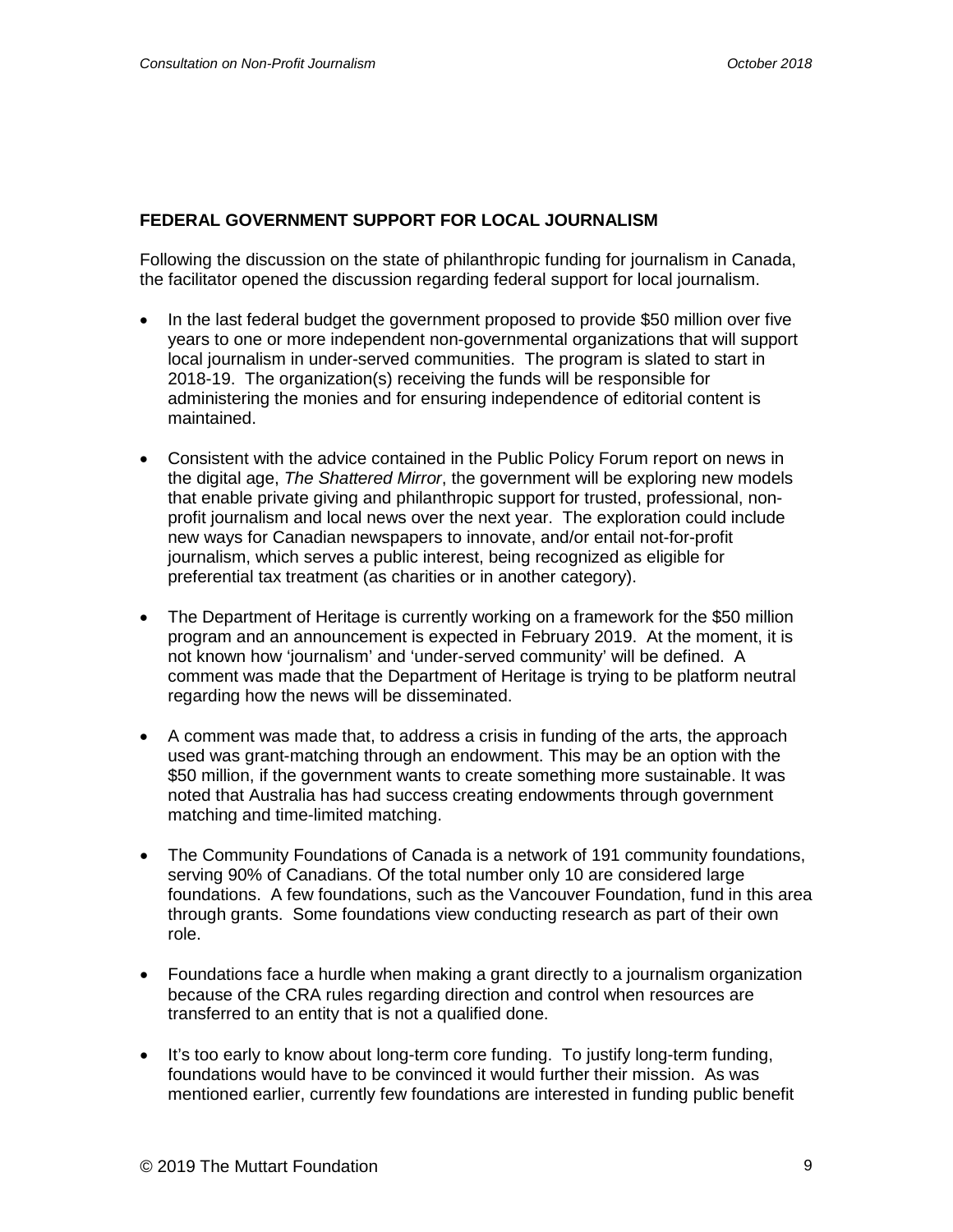**FEDERAL GOVERNMENT SUPPORT FOR LOCAL JOURNALISM**

Following the discussion on the state of philanthropic funding for journalism in Canada, the facilitator opened the discussion regarding federal support for local journalism.

- In the last federal budget the government proposed to provide \$50 million over five years to one or more independent non-governmental organizations that will support local journalism in under-served communities. The program is slated to start in 2018-19. The organization(s) receiving the funds will be responsible for administering the monies and for ensuring independence of editorial content is maintained.
- Consistent with the advice contained in the Public Policy Forum report on news in the digital age, *The Shattered Mirror*, the government will be exploring new models that enable private giving and philanthropic support for trusted, professional, non-profit journalism and local news over the next year. The exploration could include new ways for Canadian newspapers to innovate, and/or entail not-for-profit journalism, which serves a public interest, being recognized as eligible for preferential tax treatment (as charities or in another category).
- The Department of Heritage is currently working on a framework for the \$50 million program and an announcement is expected in February 2019. At the moment, it is not known how 'journalism' and 'under-served community' will be defined. A comment was made that the Department of Heritage is trying to be platform neutral regarding how the news will be disseminated.
- A comment was made that, to address a crisis in funding of the arts, the approach used was grant-matching through an endowment. This may be an option with the \$50 million, if the government wants to create something more sustainable. It was noted that Australia has had success creating endowments through government matching and time-limited matching.
- The Community Foundations of Canada is a network of 191 community foundations, serving 90% of Canadians. Of the total number only 10 are considered large foundations. A few foundations, such as the Vancouver Foundation, fund in this area through grants. Some foundations view conducting research as part of their own role.
- Foundations face a hurdle when making a grant directly to a journalism organization because of the CRA rules regarding direction and control when resources are transferred to an entity that is not a qualified done.
- It's too early to know about long-term core funding. To justify long-term funding, foundations would have to be convinced it would further their mission. As was mentioned earlier, currently few foundations are interested in funding public benefit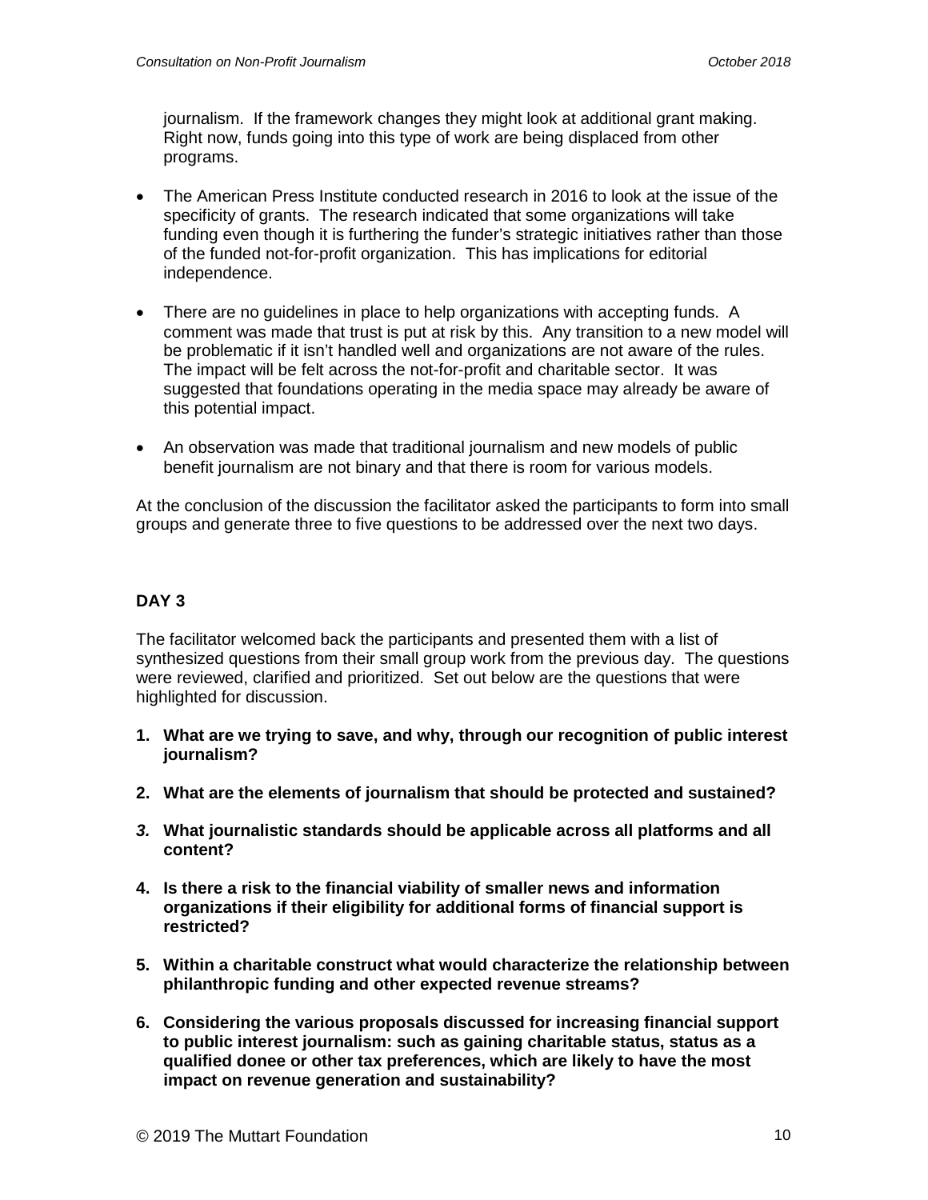journalism. If the framework changes they might look at additional grant making. Right now, funds going into this type of work are being displaced from other programs.

- The American Press Institute conducted research in 2016 to look at the issue of the specificity of grants. The research indicated that some organizations will take funding even though it is furthering the funder's strategic initiatives rather than those of the funded not-for-profit organization. This has implications for editorial independence.
- There are no guidelines in place to help organizations with accepting funds. A comment was made that trust is put at risk by this. Any transition to a new model will be problematic if it isn't handled well and organizations are not aware of the rules. The impact will be felt across the not-for-profit and charitable sector. It was suggested that foundations operating in the media space may already be aware of this potential impact.
- An observation was made that traditional journalism and new models of public benefit journalism are not binary and that there is room for various models.

At the conclusion of the discussion the facilitator asked the participants to form into small groups and generate three to five questions to be addressed over the next two days.

## DAY 3

The facilitator welcomed back the participants and presented them with a list of synthesized questions from their small group work from the previous day. The questions were reviewed, clarified and prioritized. Set out below are the questions that were highlighted for discussion.

1. **What are we trying to save, and why, through our recognition of public interest journalism?**
2. **What are the elements of journalism that should be protected and sustained?**
3. **What journalistic standards should be applicable across all platforms and all content?**
4. **Is there a risk to the financial viability of smaller news and information organizations if their eligibility for additional forms of financial support is restricted?**
5. **Within a charitable construct what would characterize the relationship between philanthropic funding and other expected revenue streams?**
6. **Considering the various proposals discussed for increasing financial support to public interest journalism: such as gaining charitable status, status as a qualified donee or other tax preferences, which are likely to have the most impact on revenue generation and sustainability?**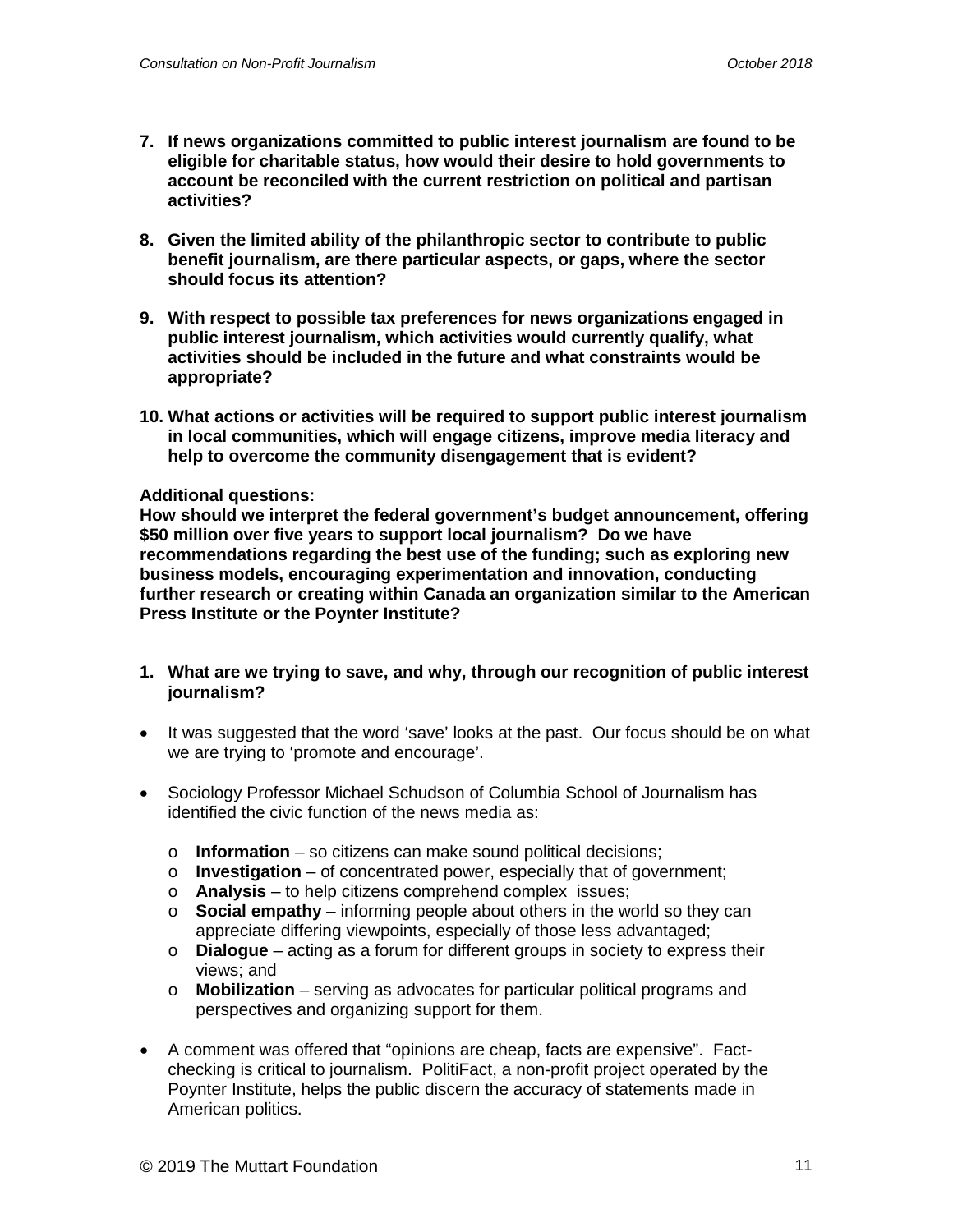7. **If news organizations committed to public interest journalism are found to be eligible for charitable status, how would their desire to hold governments to account be reconciled with the current restriction on political and partisan activities?**

8. **Given the limited ability of the philanthropic sector to contribute to public benefit journalism, are there particular aspects, or gaps, where the sector should focus its attention?**

9. **With respect to possible tax preferences for news organizations engaged in public interest journalism, which activities would currently qualify, what activities should be included in the future and what constraints would be appropriate?**

10. **What actions or activities will be required to support public interest journalism in local communities, which will engage citizens, improve media literacy and help to overcome the community disengagement that is evident?**

**Additional questions:**
**How should we interpret the federal government's budget announcement, offering $50 million over five years to support local journalism? Do we have recommendations regarding the best use of the funding; such as exploring new business models, encouraging experimentation and innovation, conducting further research or creating within Canada an organization similar to the American Press Institute or the Poynter Institute?**

1. **What are we trying to save, and why, through our recognition of public interest journalism?**

- It was suggested that the word 'save' looks at the past. Our focus should be on what we are trying to 'promote and encourage'.

- Sociology Professor Michael Schudson of Columbia School of Journalism has identified the civic function of the news media as:
  - **Information** – so citizens can make sound political decisions;
  - **Investigation** – of concentrated power, especially that of government;
  - **Analysis** – to help citizens comprehend complex issues;
  - **Social empathy** – informing people about others in the world so they can appreciate differing viewpoints, especially of those less advantaged;
  - **Dialogue** – acting as a forum for different groups in society to express their views; and
  - **Mobilization** – serving as advocates for particular political programs and perspectives and organizing support for them.

- A comment was offered that "opinions are cheap, facts are expensive". Fact-checking is critical to journalism. PolitiFact, a non-profit project operated by the Poynter Institute, helps the public discern the accuracy of statements made in American politics.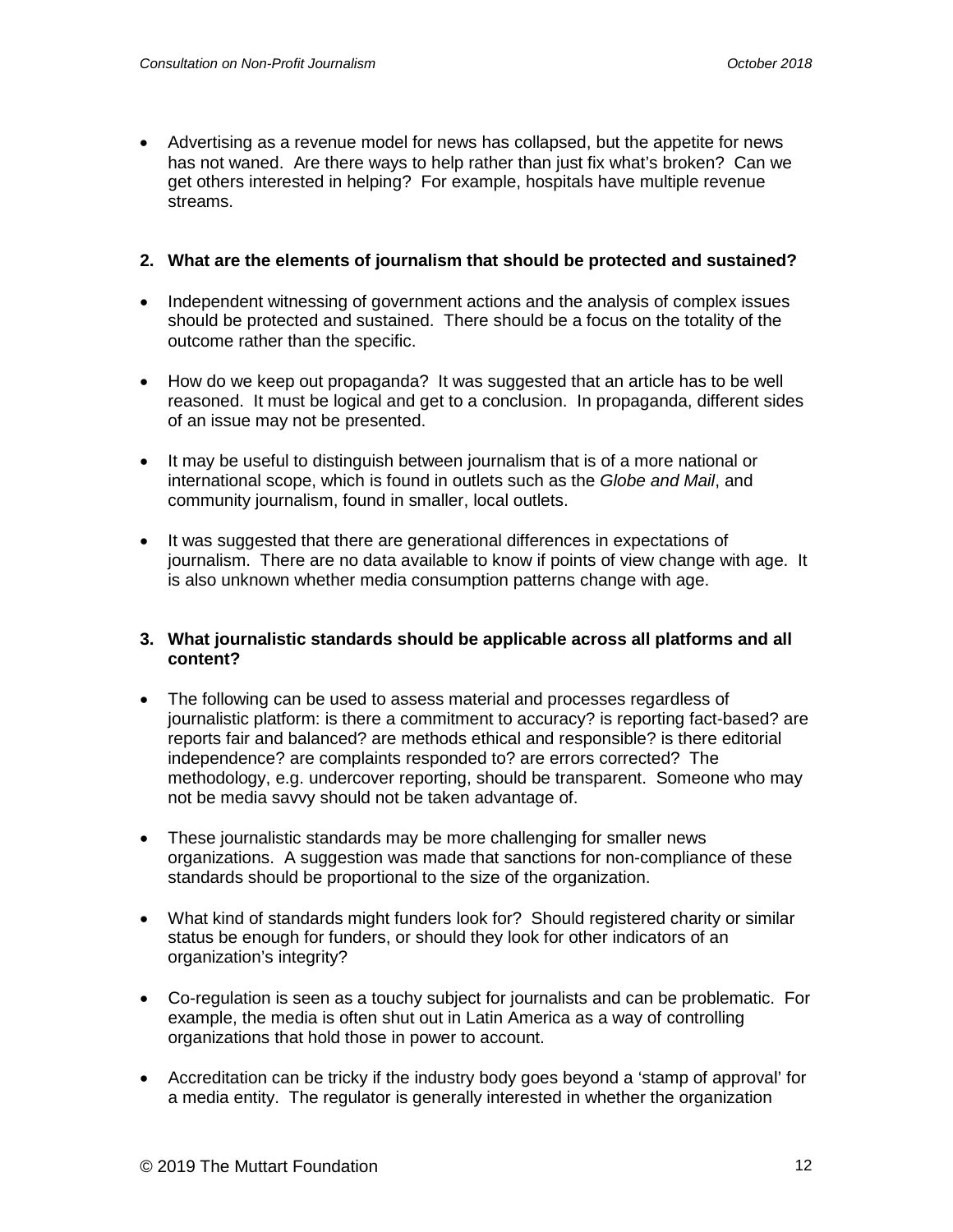- Advertising as a revenue model for news has collapsed, but the appetite for news has not waned. Are there ways to help rather than just fix what's broken? Can we get others interested in helping? For example, hospitals have multiple revenue streams.

**2. What are the elements of journalism that should be protected and sustained?**

- Independent witnessing of government actions and the analysis of complex issues should be protected and sustained. There should be a focus on the totality of the outcome rather than the specific.
- How do we keep out propaganda? It was suggested that an article has to be well reasoned. It must be logical and get to a conclusion. In propaganda, different sides of an issue may not be presented.
- It may be useful to distinguish between journalism that is of a more national or international scope, which is found in outlets such as the *Globe and Mail*, and community journalism, found in smaller, local outlets.
- It was suggested that there are generational differences in expectations of journalism. There are no data available to know if points of view change with age. It is also unknown whether media consumption patterns change with age.

**3. What journalistic standards should be applicable across all platforms and all content?**

- The following can be used to assess material and processes regardless of journalistic platform: is there a commitment to accuracy? is reporting fact-based? are reports fair and balanced? are methods ethical and responsible? is there editorial independence? are complaints responded to? are errors corrected? The methodology, e.g. undercover reporting, should be transparent. Someone who may not be media savvy should not be taken advantage of.
- These journalistic standards may be more challenging for smaller news organizations. A suggestion was made that sanctions for non-compliance of these standards should be proportional to the size of the organization.
- What kind of standards might funders look for? Should registered charity or similar status be enough for funders, or should they look for other indicators of an organization's integrity?
- Co-regulation is seen as a touchy subject for journalists and can be problematic. For example, the media is often shut out in Latin America as a way of controlling organizations that hold those in power to account.
- Accreditation can be tricky if the industry body goes beyond a 'stamp of approval' for a media entity. The regulator is generally interested in whether the organization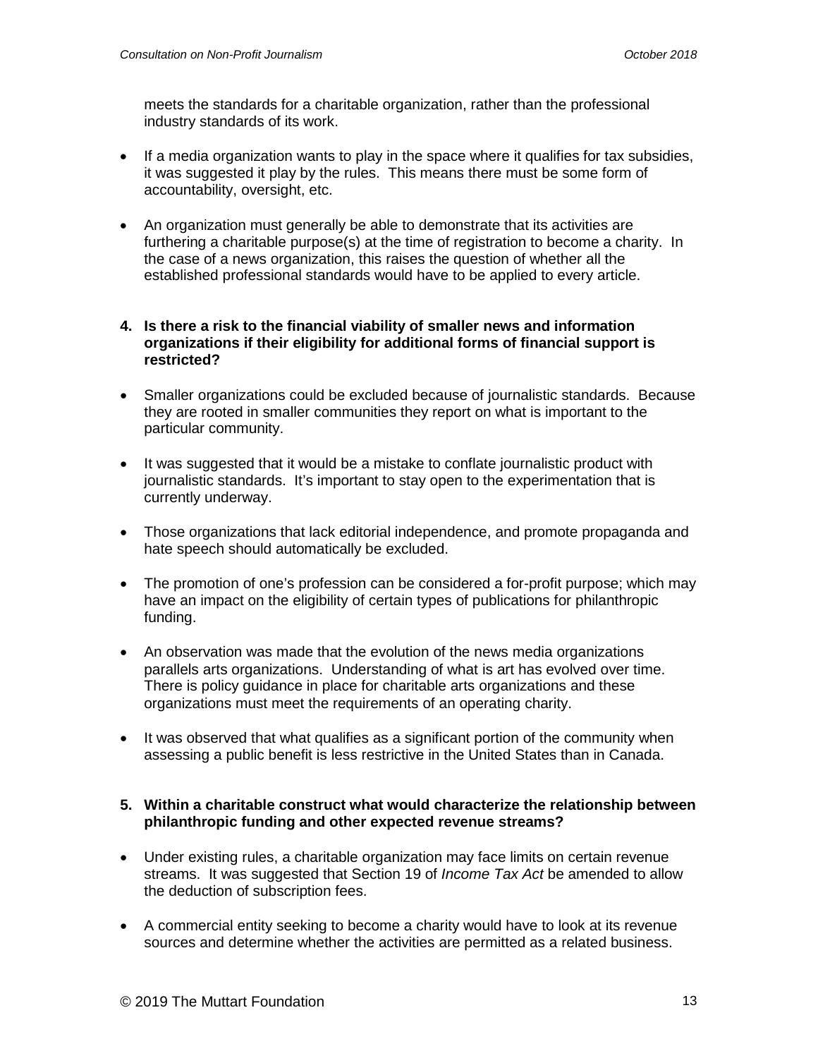meets the standards for a charitable organization, rather than the professional industry standards of its work.

- If a media organization wants to play in the space where it qualifies for tax subsidies, it was suggested it play by the rules. This means there must be some form of accountability, oversight, etc.

- An organization must generally be able to demonstrate that its activities are furthering a charitable purpose(s) at the time of registration to become a charity. In the case of a news organization, this raises the question of whether all the established professional standards would have to be applied to every article.

**4. Is there a risk to the financial viability of smaller news and information organizations if their eligibility for additional forms of financial support is restricted?**

- Smaller organizations could be excluded because of journalistic standards. Because they are rooted in smaller communities they report on what is important to the particular community.

- It was suggested that it would be a mistake to conflate journalistic product with journalistic standards. It's important to stay open to the experimentation that is currently underway.

- Those organizations that lack editorial independence, and promote propaganda and hate speech should automatically be excluded.

- The promotion of one's profession can be considered a for-profit purpose; which may have an impact on the eligibility of certain types of publications for philanthropic funding.

- An observation was made that the evolution of the news media organizations parallels arts organizations. Understanding of what is art has evolved over time. There is policy guidance in place for charitable arts organizations and these organizations must meet the requirements of an operating charity.

- It was observed that what qualifies as a significant portion of the community when assessing a public benefit is less restrictive in the United States than in Canada.

**5. Within a charitable construct what would characterize the relationship between philanthropic funding and other expected revenue streams?**

- Under existing rules, a charitable organization may face limits on certain revenue streams. It was suggested that Section 19 of *Income Tax Act* be amended to allow the deduction of subscription fees.

- A commercial entity seeking to become a charity would have to look at its revenue sources and determine whether the activities are permitted as a related business.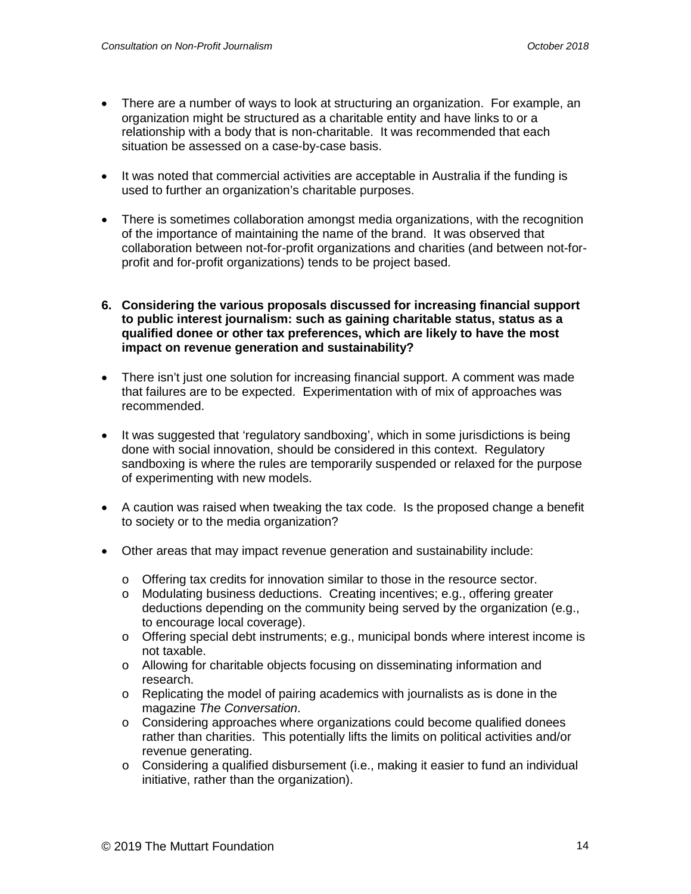- There are a number of ways to look at structuring an organization. For example, an organization might be structured as a charitable entity and have links to or a relationship with a body that is non-charitable. It was recommended that each situation be assessed on a case-by-case basis.

- It was noted that commercial activities are acceptable in Australia if the funding is used to further an organization's charitable purposes.

- There is sometimes collaboration amongst media organizations, with the recognition of the importance of maintaining the name of the brand. It was observed that collaboration between not-for-profit organizations and charities (and between not-for-profit and for-profit organizations) tends to be project based.

**6. Considering the various proposals discussed for increasing financial support to public interest journalism: such as gaining charitable status, status as a qualified donee or other tax preferences, which are likely to have the most impact on revenue generation and sustainability?**

- There isn't just one solution for increasing financial support. A comment was made that failures are to be expected. Experimentation with of mix of approaches was recommended.

- It was suggested that 'regulatory sandboxing', which in some jurisdictions is being done with social innovation, should be considered in this context. Regulatory sandboxing is where the rules are temporarily suspended or relaxed for the purpose of experimenting with new models.

- A caution was raised when tweaking the tax code. Is the proposed change a benefit to society or to the media organization?

- Other areas that may impact revenue generation and sustainability include:

  - Offering tax credits for innovation similar to those in the resource sector.
  - Modulating business deductions. Creating incentives; e.g., offering greater deductions depending on the community being served by the organization (e.g., to encourage local coverage).
  - Offering special debt instruments; e.g., municipal bonds where interest income is not taxable.
  - Allowing for charitable objects focusing on disseminating information and research.
  - Replicating the model of pairing academics with journalists as is done in the magazine *The Conversation*.
  - Considering approaches where organizations could become qualified donees rather than charities. This potentially lifts the limits on political activities and/or revenue generating.
  - Considering a qualified disbursement (i.e., making it easier to fund an individual initiative, rather than the organization).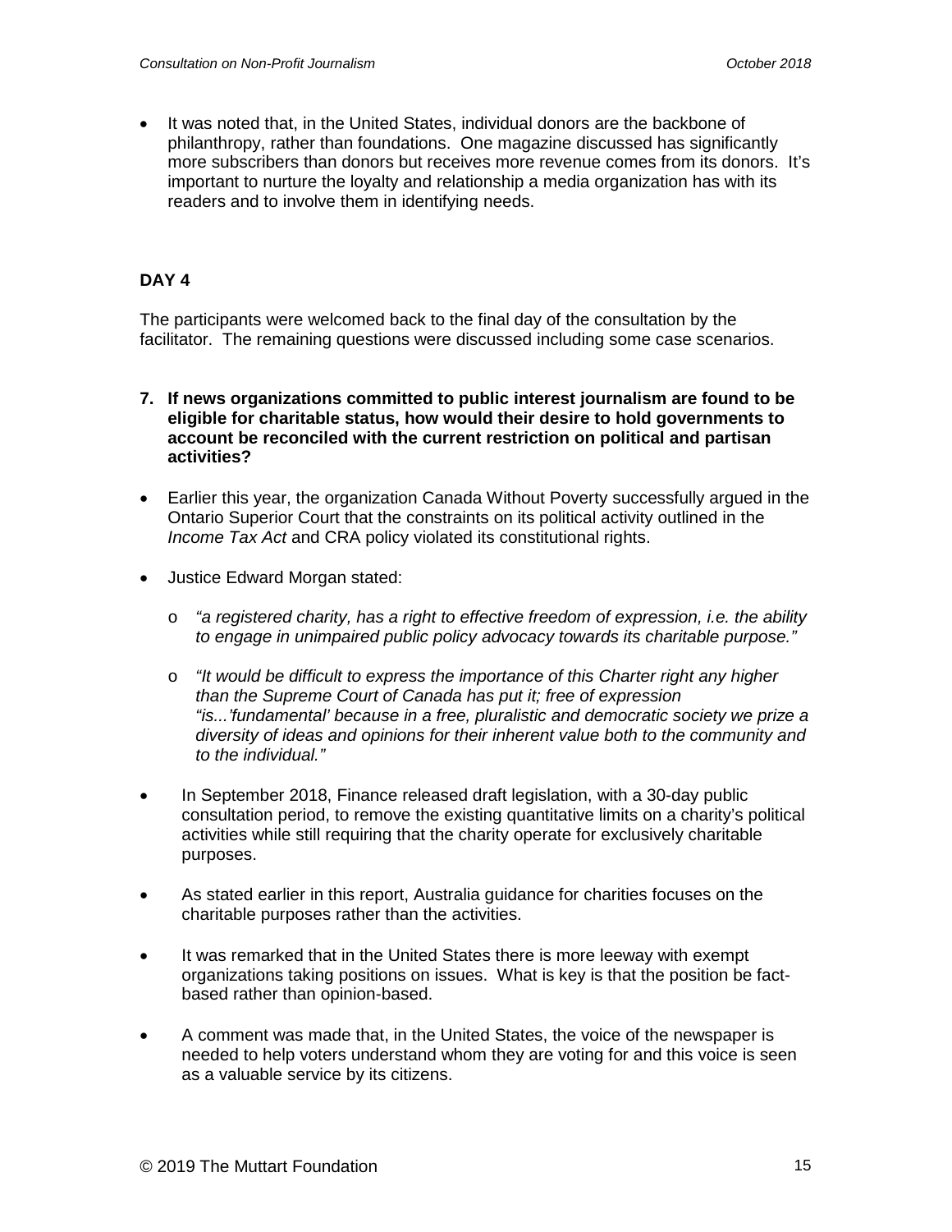- It was noted that, in the United States, individual donors are the backbone of philanthropy, rather than foundations. One magazine discussed has significantly more subscribers than donors but receives more revenue comes from its donors. It's important to nurture the loyalty and relationship a media organization has with its readers and to involve them in identifying needs.

## DAY 4

The participants were welcomed back to the final day of the consultation by the facilitator. The remaining questions were discussed including some case scenarios.

**7. If news organizations committed to public interest journalism are found to be eligible for charitable status, how would their desire to hold governments to account be reconciled with the current restriction on political and partisan activities?**

- Earlier this year, the organization Canada Without Poverty successfully argued in the Ontario Superior Court that the constraints on its political activity outlined in the *Income Tax Act* and CRA policy violated its constitutional rights.
- Justice Edward Morgan stated:
  - *"a registered charity, has a right to effective freedom of expression, i.e. the ability to engage in unimpaired public policy advocacy towards its charitable purpose."*
  - *"It would be difficult to express the importance of this Charter right any higher than the Supreme Court of Canada has put it; free of expression "is...'fundamental' because in a free, pluralistic and democratic society we prize a diversity of ideas and opinions for their inherent value both to the community and to the individual."*
- In September 2018, Finance released draft legislation, with a 30-day public consultation period, to remove the existing quantitative limits on a charity's political activities while still requiring that the charity operate for exclusively charitable purposes.
- As stated earlier in this report, Australia guidance for charities focuses on the charitable purposes rather than the activities.
- It was remarked that in the United States there is more leeway with exempt organizations taking positions on issues. What is key is that the position be fact-based rather than opinion-based.
- A comment was made that, in the United States, the voice of the newspaper is needed to help voters understand whom they are voting for and this voice is seen as a valuable service by its citizens.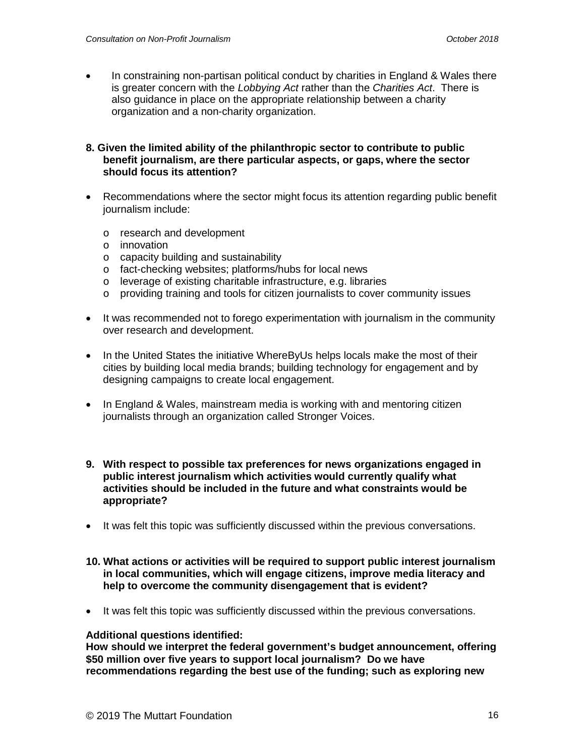- In constraining non-partisan political conduct by charities in England & Wales there is greater concern with the *Lobbying Act* rather than the *Charities Act*. There is also guidance in place on the appropriate relationship between a charity organization and a non-charity organization.

**8. Given the limited ability of the philanthropic sector to contribute to public benefit journalism, are there particular aspects, or gaps, where the sector should focus its attention?**

- Recommendations where the sector might focus its attention regarding public benefit journalism include:
  - research and development
  - innovation
  - capacity building and sustainability
  - fact-checking websites; platforms/hubs for local news
  - leverage of existing charitable infrastructure, e.g. libraries
  - providing training and tools for citizen journalists to cover community issues
- It was recommended not to forego experimentation with journalism in the community over research and development.
- In the United States the initiative WhereByUs helps locals make the most of their cities by building local media brands; building technology for engagement and by designing campaigns to create local engagement.
- In England & Wales, mainstream media is working with and mentoring citizen journalists through an organization called Stronger Voices.

**9. With respect to possible tax preferences for news organizations engaged in public interest journalism which activities would currently qualify what activities should be included in the future and what constraints would be appropriate?**

- It was felt this topic was sufficiently discussed within the previous conversations.

**10. What actions or activities will be required to support public interest journalism in local communities, which will engage citizens, improve media literacy and help to overcome the community disengagement that is evident?**

- It was felt this topic was sufficiently discussed within the previous conversations.

**Additional questions identified:**
**How should we interpret the federal government's budget announcement, offering \$50 million over five years to support local journalism? Do we have recommendations regarding the best use of the funding; such as exploring new**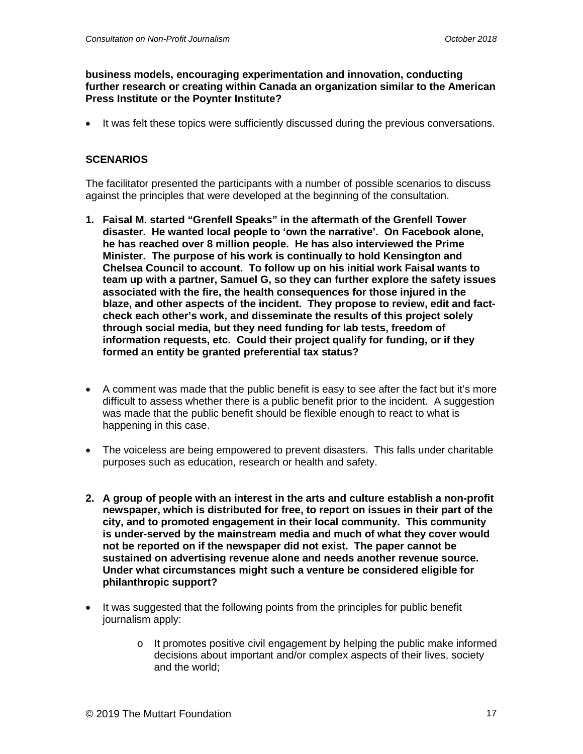**business models, encouraging experimentation and innovation, conducting further research or creating within Canada an organization similar to the American Press Institute or the Poynter Institute?**

- It was felt these topics were sufficiently discussed during the previous conversations.

## SCENARIOS

The facilitator presented the participants with a number of possible scenarios to discuss against the principles that were developed at the beginning of the consultation.

1. **Faisal M. started "Grenfell Speaks" in the aftermath of the Grenfell Tower disaster. He wanted local people to 'own the narrative'. On Facebook alone, he has reached over 8 million people. He has also interviewed the Prime Minister. The purpose of his work is continually to hold Kensington and Chelsea Council to account. To follow up on his initial work Faisal wants to team up with a partner, Samuel G, so they can further explore the safety issues associated with the fire, the health consequences for those injured in the blaze, and other aspects of the incident. They propose to review, edit and fact-check each other's work, and disseminate the results of this project solely through social media, but they need funding for lab tests, freedom of information requests, etc. Could their project qualify for funding, or if they formed an entity be granted preferential tax status?**

- A comment was made that the public benefit is easy to see after the fact but it's more difficult to assess whether there is a public benefit prior to the incident. A suggestion was made that the public benefit should be flexible enough to react to what is happening in this case.
- The voiceless are being empowered to prevent disasters. This falls under charitable purposes such as education, research or health and safety.

2. **A group of people with an interest in the arts and culture establish a non-profit newspaper, which is distributed for free, to report on issues in their part of the city, and to promoted engagement in their local community. This community is under-served by the mainstream media and much of what they cover would not be reported on if the newspaper did not exist. The paper cannot be sustained on advertising revenue alone and needs another revenue source. Under what circumstances might such a venture be considered eligible for philanthropic support?**

- It was suggested that the following points from the principles for public benefit journalism apply:
  - It promotes positive civil engagement by helping the public make informed decisions about important and/or complex aspects of their lives, society and the world;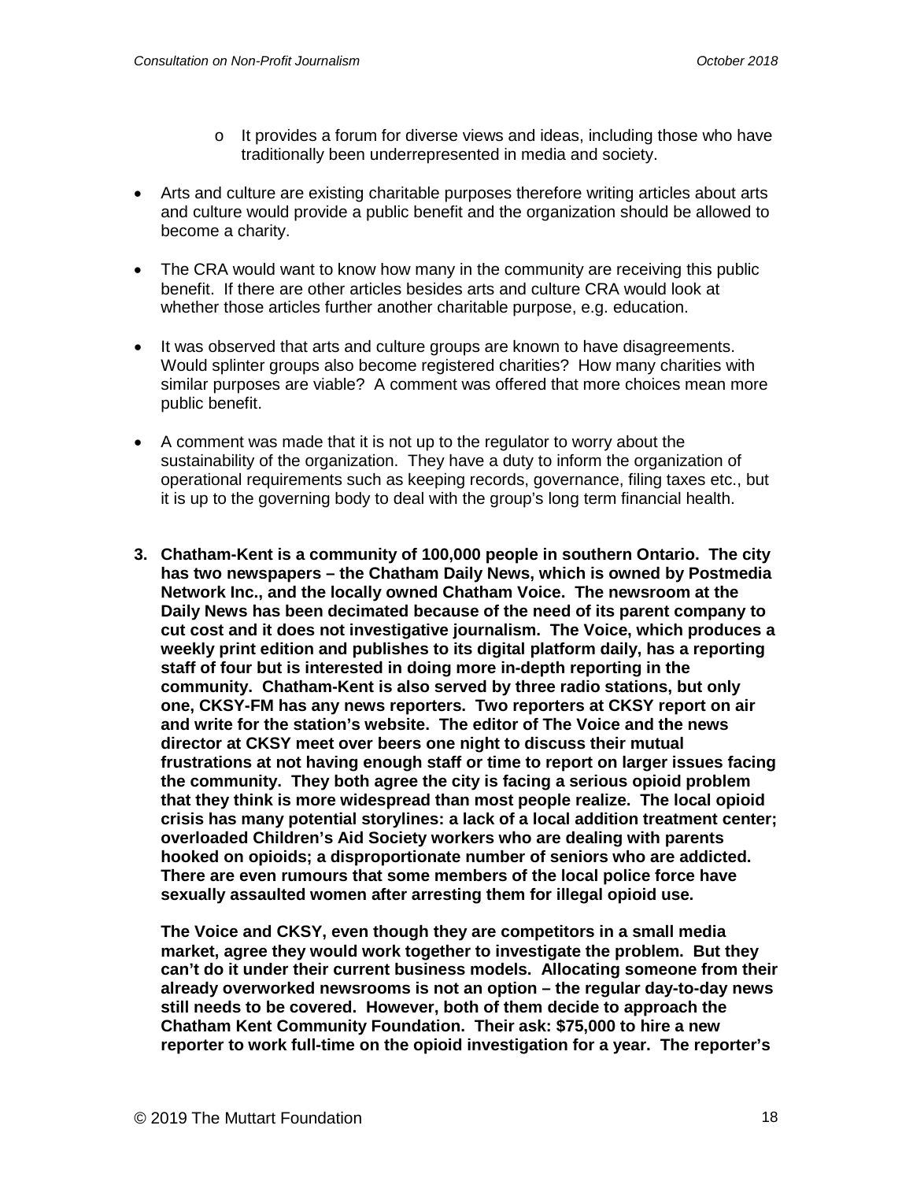- It provides a forum for diverse views and ideas, including those who have traditionally been underrepresented in media and society.

- Arts and culture are existing charitable purposes therefore writing articles about arts and culture would provide a public benefit and the organization should be allowed to become a charity.

- The CRA would want to know how many in the community are receiving this public benefit. If there are other articles besides arts and culture CRA would look at whether those articles further another charitable purpose, e.g. education.

- It was observed that arts and culture groups are known to have disagreements. Would splinter groups also become registered charities? How many charities with similar purposes are viable? A comment was offered that more choices mean more public benefit.

- A comment was made that it is not up to the regulator to worry about the sustainability of the organization. They have a duty to inform the organization of operational requirements such as keeping records, governance, filing taxes etc., but it is up to the governing body to deal with the group's long term financial health.

3. **Chatham-Kent is a community of 100,000 people in southern Ontario. The city has two newspapers – the Chatham Daily News, which is owned by Postmedia Network Inc., and the locally owned Chatham Voice. The newsroom at the Daily News has been decimated because of the need of its parent company to cut cost and it does not investigative journalism. The Voice, which produces a weekly print edition and publishes to its digital platform daily, has a reporting staff of four but is interested in doing more in-depth reporting in the community. Chatham-Kent is also served by three radio stations, but only one, CKSY-FM has any news reporters. Two reporters at CKSY report on air and write for the station's website. The editor of The Voice and the news director at CKSY meet over beers one night to discuss their mutual frustrations at not having enough staff or time to report on larger issues facing the community. They both agree the city is facing a serious opioid problem that they think is more widespread than most people realize. The local opioid crisis has many potential storylines: a lack of a local addition treatment center; overloaded Children's Aid Society workers who are dealing with parents hooked on opioids; a disproportionate number of seniors who are addicted. There are even rumours that some members of the local police force have sexually assaulted women after arresting them for illegal opioid use.**

   **The Voice and CKSY, even though they are competitors in a small media market, agree they would work together to investigate the problem. But they can't do it under their current business models. Allocating someone from their already overworked newsrooms is not an option – the regular day-to-day news still needs to be covered. However, both of them decide to approach the Chatham Kent Community Foundation. Their ask: $75,000 to hire a new reporter to work full-time on the opioid investigation for a year. The reporter's**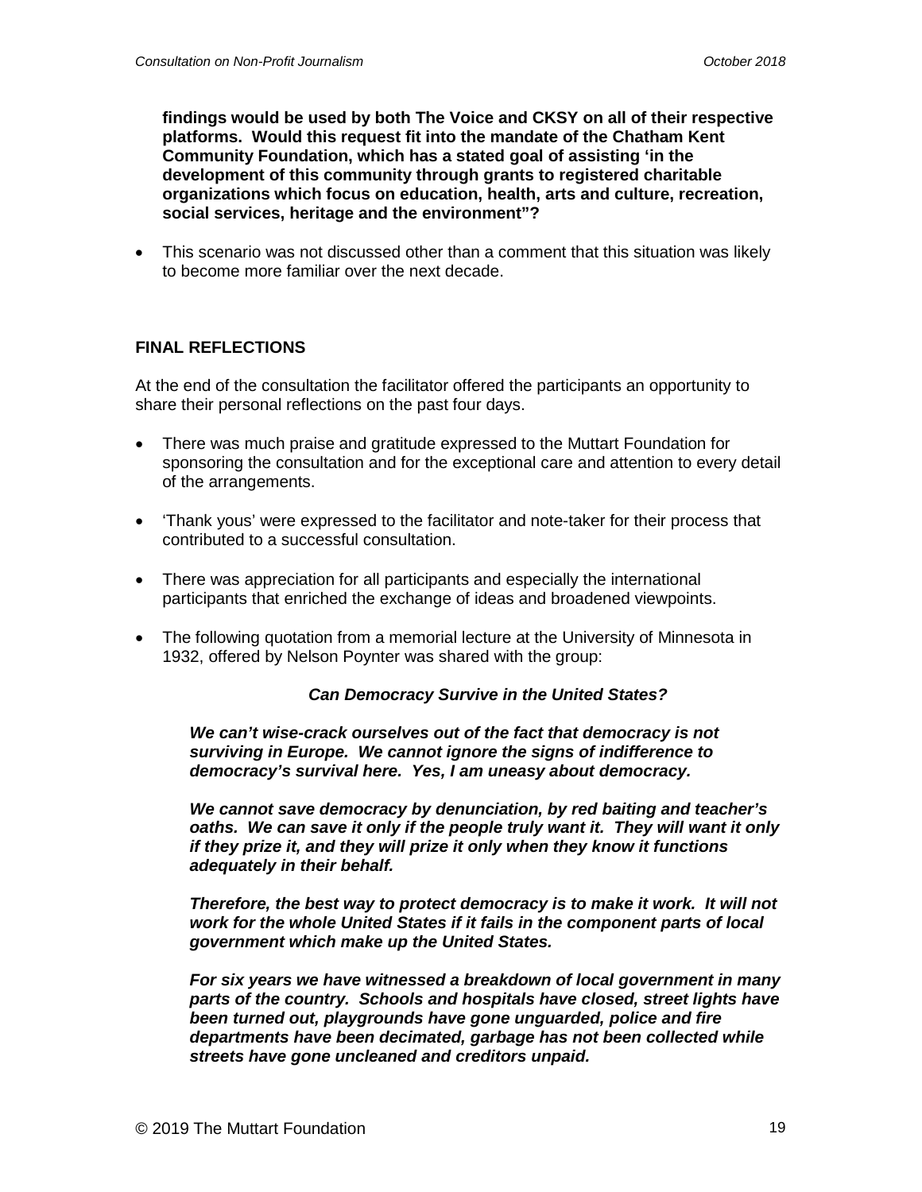**findings would be used by both The Voice and CKSY on all of their respective platforms. Would this request fit into the mandate of the Chatham Kent Community Foundation, which has a stated goal of assisting 'in the development of this community through grants to registered charitable organizations which focus on education, health, arts and culture, recreation, social services, heritage and the environment"?**

- This scenario was not discussed other than a comment that this situation was likely to become more familiar over the next decade.

## FINAL REFLECTIONS

At the end of the consultation the facilitator offered the participants an opportunity to share their personal reflections on the past four days.

- There was much praise and gratitude expressed to the Muttart Foundation for sponsoring the consultation and for the exceptional care and attention to every detail of the arrangements.
- 'Thank yous' were expressed to the facilitator and note-taker for their process that contributed to a successful consultation.
- There was appreciation for all participants and especially the international participants that enriched the exchange of ideas and broadened viewpoints.
- The following quotation from a memorial lecture at the University of Minnesota in 1932, offered by Nelson Poynter was shared with the group:

> ***Can Democracy Survive in the United States?***
>
> ***We can't wise-crack ourselves out of the fact that democracy is not surviving in Europe. We cannot ignore the signs of indifference to democracy's survival here. Yes, I am uneasy about democracy.***
>
> ***We cannot save democracy by denunciation, by red baiting and teacher's oaths. We can save it only if the people truly want it. They will want it only if they prize it, and they will prize it only when they know it functions adequately in their behalf.***
>
> ***Therefore, the best way to protect democracy is to make it work. It will not work for the whole United States if it fails in the component parts of local government which make up the United States.***
>
> ***For six years we have witnessed a breakdown of local government in many parts of the country. Schools and hospitals have closed, street lights have been turned out, playgrounds have gone unguarded, police and fire departments have been decimated, garbage has not been collected while streets have gone uncleaned and creditors unpaid.***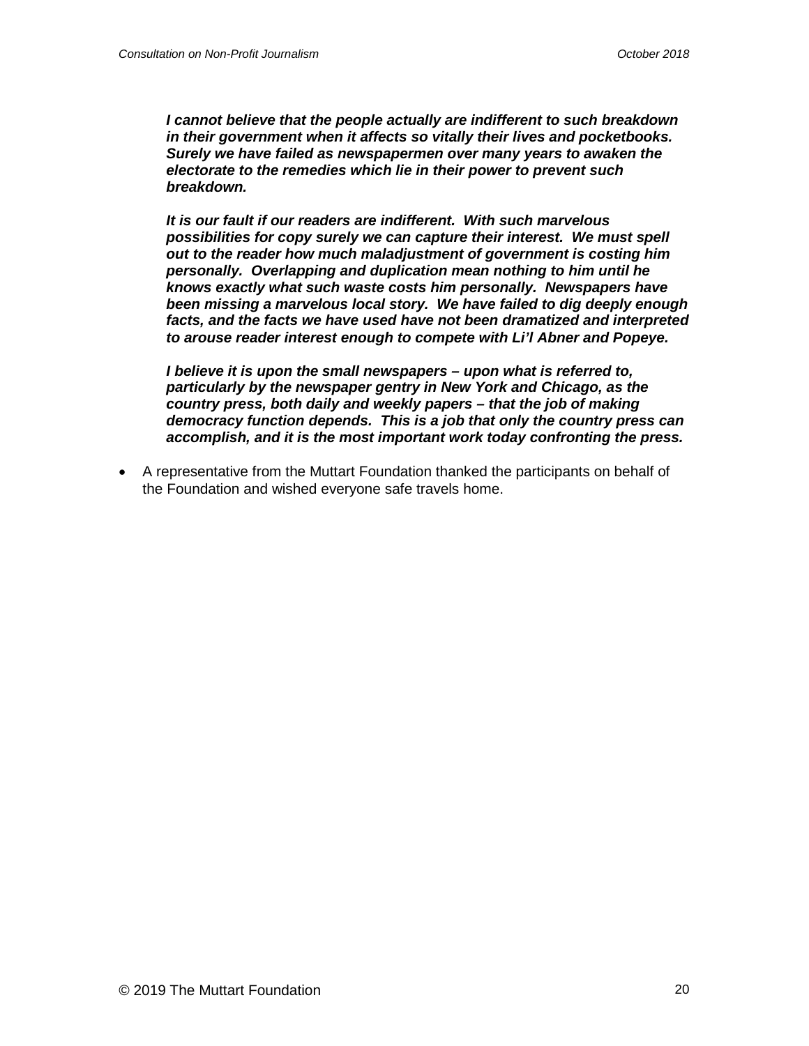> ***I cannot believe that the people actually are indifferent to such breakdown in their government when it affects so vitally their lives and pocketbooks. Surely we have failed as newspapermen over many years to awaken the electorate to the remedies which lie in their power to prevent such breakdown.***
>
> ***It is our fault if our readers are indifferent. With such marvelous possibilities for copy surely we can capture their interest. We must spell out to the reader how much maladjustment of government is costing him personally. Overlapping and duplication mean nothing to him until he knows exactly what such waste costs him personally. Newspapers have been missing a marvelous local story. We have failed to dig deeply enough facts, and the facts we have used have not been dramatized and interpreted to arouse reader interest enough to compete with Li'l Abner and Popeye.***
>
> ***I believe it is upon the small newspapers – upon what is referred to, particularly by the newspaper gentry in New York and Chicago, as the country press, both daily and weekly papers – that the job of making democracy function depends. This is a job that only the country press can accomplish, and it is the most important work today confronting the press.***

- A representative from the Muttart Foundation thanked the participants on behalf of the Foundation and wished everyone safe travels home.